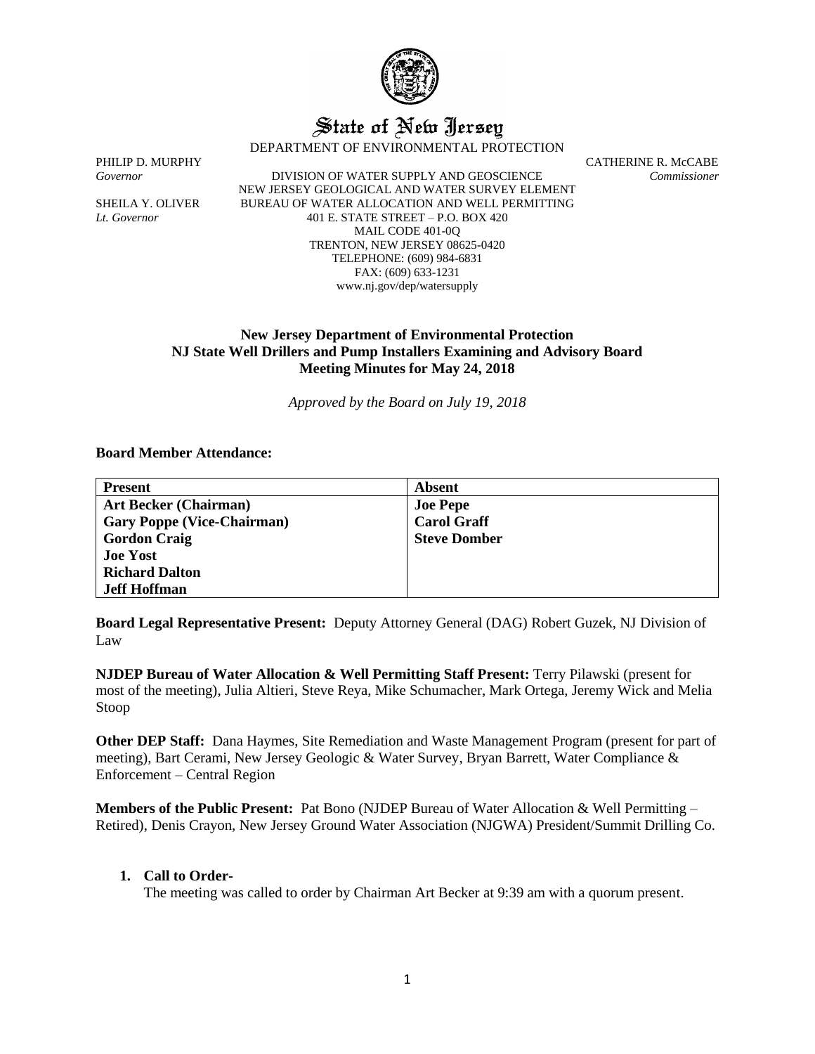# State of New Jersey

DEPARTMENT OF ENVIRONMENTAL PROTECTION

PHILIP D. MURPHY
*Governor*

SHEILA Y. OLIVER
*Lt. Governor*

DIVISION OF WATER SUPPLY AND GEOSCIENCE
NEW JERSEY GEOLOGICAL AND WATER SURVEY ELEMENT
BUREAU OF WATER ALLOCATION AND WELL PERMITTING
401 E. STATE STREET – P.O. BOX 420
MAIL CODE 401-0Q
TRENTON, NEW JERSEY 08625-0420
TELEPHONE: (609) 984-6831
FAX: (609) 633-1231
www.nj.gov/dep/watersupply

CATHERINE R. McCABE
*Commissioner*

## New Jersey Department of Environmental Protection
## NJ State Well Drillers and Pump Installers Examining and Advisory Board
## Meeting Minutes for May 24, 2018

*Approved by the Board on July 19, 2018*

**Board Member Attendance:**

| Present | Absent |
|---|---|
| **Art Becker (Chairman)** | **Joe Pepe** |
| **Gary Poppe (Vice-Chairman)** | **Carol Graff** |
| **Gordon Craig** | **Steve Domber** |
| **Joe Yost** | |
| **Richard Dalton** | |
| **Jeff Hoffman** | |

**Board Legal Representative Present:** Deputy Attorney General (DAG) Robert Guzek, NJ Division of Law

**NJDEP Bureau of Water Allocation & Well Permitting Staff Present:** Terry Pilawski (present for most of the meeting), Julia Altieri, Steve Reya, Mike Schumacher, Mark Ortega, Jeremy Wick and Melia Stoop

**Other DEP Staff:** Dana Haymes, Site Remediation and Waste Management Program (present for part of meeting), Bart Cerami, New Jersey Geologic & Water Survey, Bryan Barrett, Water Compliance & Enforcement – Central Region

**Members of the Public Present:** Pat Bono (NJDEP Bureau of Water Allocation & Well Permitting – Retired), Denis Crayon, New Jersey Ground Water Association (NJGWA) President/Summit Drilling Co.

1. **Call to Order-**
   The meeting was called to order by Chairman Art Becker at 9:39 am with a quorum present.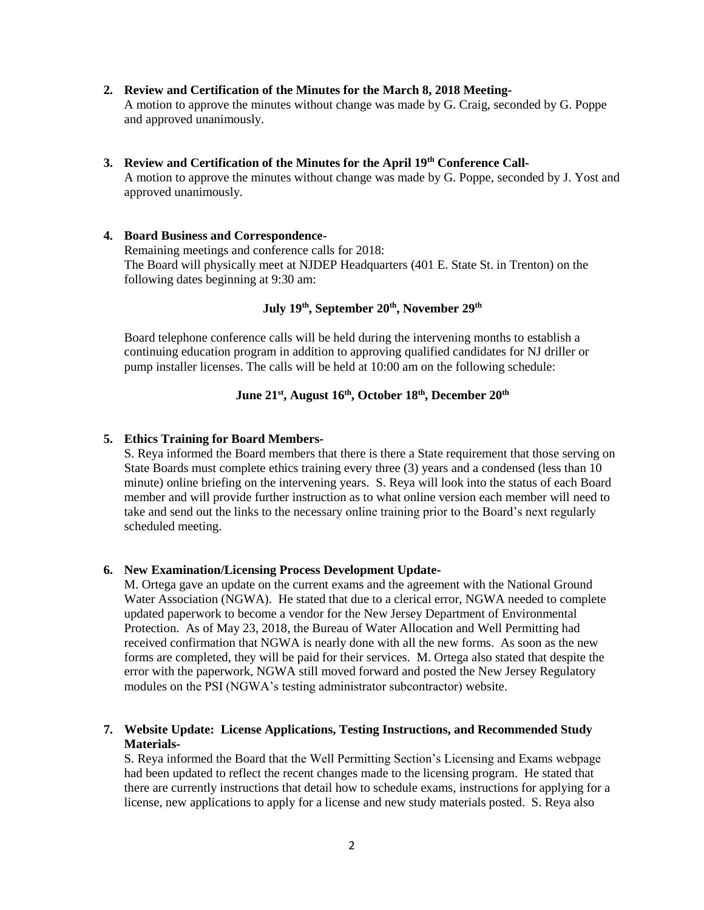2. **Review and Certification of the Minutes for the March 8, 2018 Meeting-**
   A motion to approve the minutes without change was made by G. Craig, seconded by G. Poppe and approved unanimously.

3. **Review and Certification of the Minutes for the April 19th Conference Call-**
   A motion to approve the minutes without change was made by G. Poppe, seconded by J. Yost and approved unanimously.

4. **Board Business and Correspondence-**
   Remaining meetings and conference calls for 2018:
   The Board will physically meet at NJDEP Headquarters (401 E. State St. in Trenton) on the following dates beginning at 9:30 am:

   **July 19th, September 20th, November 29th**

   Board telephone conference calls will be held during the intervening months to establish a continuing education program in addition to approving qualified candidates for NJ driller or pump installer licenses. The calls will be held at 10:00 am on the following schedule:

   **June 21st, August 16th, October 18th, December 20th**

5. **Ethics Training for Board Members-**
   S. Reya informed the Board members that there is there a State requirement that those serving on State Boards must complete ethics training every three (3) years and a condensed (less than 10 minute) online briefing on the intervening years. S. Reya will look into the status of each Board member and will provide further instruction as to what online version each member will need to take and send out the links to the necessary online training prior to the Board's next regularly scheduled meeting.

6. **New Examination/Licensing Process Development Update-**
   M. Ortega gave an update on the current exams and the agreement with the National Ground Water Association (NGWA). He stated that due to a clerical error, NGWA needed to complete updated paperwork to become a vendor for the New Jersey Department of Environmental Protection. As of May 23, 2018, the Bureau of Water Allocation and Well Permitting had received confirmation that NGWA is nearly done with all the new forms. As soon as the new forms are completed, they will be paid for their services. M. Ortega also stated that despite the error with the paperwork, NGWA still moved forward and posted the New Jersey Regulatory modules on the PSI (NGWA's testing administrator subcontractor) website.

7. **Website Update: License Applications, Testing Instructions, and Recommended Study Materials-**
   S. Reya informed the Board that the Well Permitting Section's Licensing and Exams webpage had been updated to reflect the recent changes made to the licensing program. He stated that there are currently instructions that detail how to schedule exams, instructions for applying for a license, new applications to apply for a license and new study materials posted. S. Reya also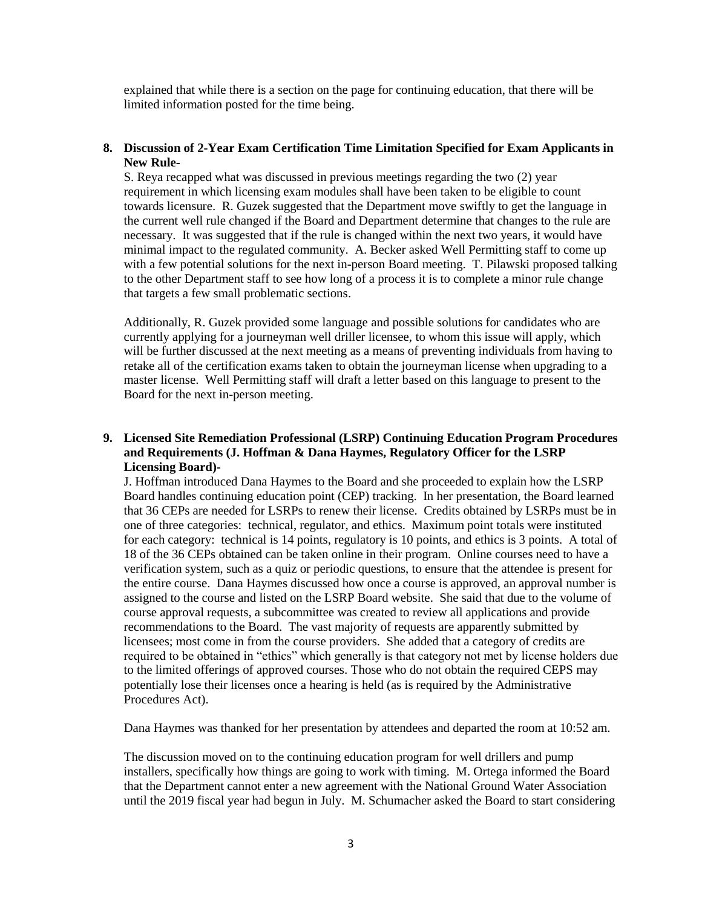explained that while there is a section on the page for continuing education, that there will be limited information posted for the time being.

**8. Discussion of 2-Year Exam Certification Time Limitation Specified for Exam Applicants in New Rule-**

S. Reya recapped what was discussed in previous meetings regarding the two (2) year requirement in which licensing exam modules shall have been taken to be eligible to count towards licensure. R. Guzek suggested that the Department move swiftly to get the language in the current well rule changed if the Board and Department determine that changes to the rule are necessary. It was suggested that if the rule is changed within the next two years, it would have minimal impact to the regulated community. A. Becker asked Well Permitting staff to come up with a few potential solutions for the next in-person Board meeting. T. Pilawski proposed talking to the other Department staff to see how long of a process it is to complete a minor rule change that targets a few small problematic sections.

Additionally, R. Guzek provided some language and possible solutions for candidates who are currently applying for a journeyman well driller licensee, to whom this issue will apply, which will be further discussed at the next meeting as a means of preventing individuals from having to retake all of the certification exams taken to obtain the journeyman license when upgrading to a master license. Well Permitting staff will draft a letter based on this language to present to the Board for the next in-person meeting.

**9. Licensed Site Remediation Professional (LSRP) Continuing Education Program Procedures and Requirements (J. Hoffman & Dana Haymes, Regulatory Officer for the LSRP Licensing Board)-**

J. Hoffman introduced Dana Haymes to the Board and she proceeded to explain how the LSRP Board handles continuing education point (CEP) tracking. In her presentation, the Board learned that 36 CEPs are needed for LSRPs to renew their license. Credits obtained by LSRPs must be in one of three categories: technical, regulator, and ethics. Maximum point totals were instituted for each category: technical is 14 points, regulatory is 10 points, and ethics is 3 points. A total of 18 of the 36 CEPs obtained can be taken online in their program. Online courses need to have a verification system, such as a quiz or periodic questions, to ensure that the attendee is present for the entire course. Dana Haymes discussed how once a course is approved, an approval number is assigned to the course and listed on the LSRP Board website. She said that due to the volume of course approval requests, a subcommittee was created to review all applications and provide recommendations to the Board. The vast majority of requests are apparently submitted by licensees; most come in from the course providers. She added that a category of credits are required to be obtained in "ethics" which generally is that category not met by license holders due to the limited offerings of approved courses. Those who do not obtain the required CEPS may potentially lose their licenses once a hearing is held (as is required by the Administrative Procedures Act).

Dana Haymes was thanked for her presentation by attendees and departed the room at 10:52 am.

The discussion moved on to the continuing education program for well drillers and pump installers, specifically how things are going to work with timing. M. Ortega informed the Board that the Department cannot enter a new agreement with the National Ground Water Association until the 2019 fiscal year had begun in July. M. Schumacher asked the Board to start considering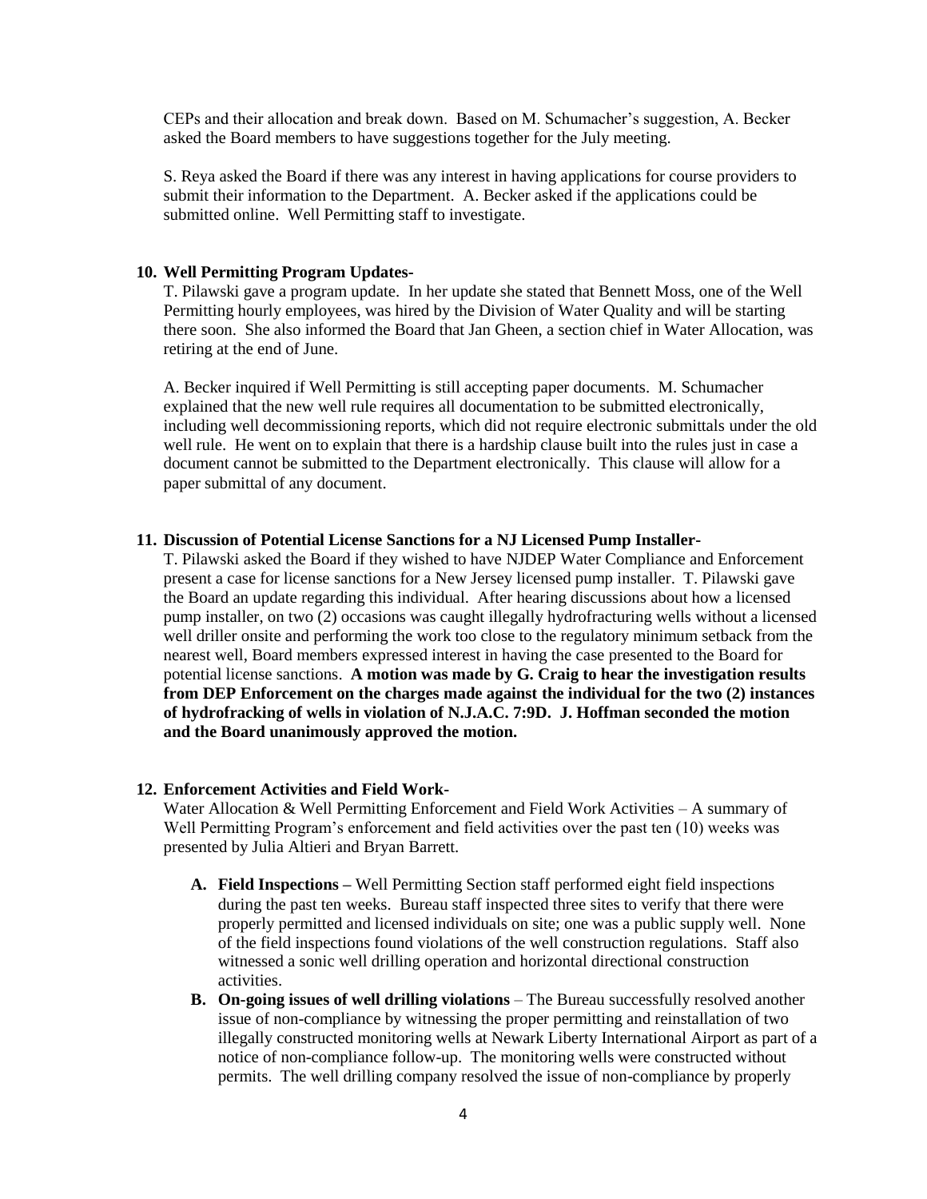CEPs and their allocation and break down. Based on M. Schumacher's suggestion, A. Becker asked the Board members to have suggestions together for the July meeting.

S. Reya asked the Board if there was any interest in having applications for course providers to submit their information to the Department. A. Becker asked if the applications could be submitted online. Well Permitting staff to investigate.

**10. Well Permitting Program Updates-**

T. Pilawski gave a program update. In her update she stated that Bennett Moss, one of the Well Permitting hourly employees, was hired by the Division of Water Quality and will be starting there soon. She also informed the Board that Jan Gheen, a section chief in Water Allocation, was retiring at the end of June.

A. Becker inquired if Well Permitting is still accepting paper documents. M. Schumacher explained that the new well rule requires all documentation to be submitted electronically, including well decommissioning reports, which did not require electronic submittals under the old well rule. He went on to explain that there is a hardship clause built into the rules just in case a document cannot be submitted to the Department electronically. This clause will allow for a paper submittal of any document.

**11. Discussion of Potential License Sanctions for a NJ Licensed Pump Installer-**

T. Pilawski asked the Board if they wished to have NJDEP Water Compliance and Enforcement present a case for license sanctions for a New Jersey licensed pump installer. T. Pilawski gave the Board an update regarding this individual. After hearing discussions about how a licensed pump installer, on two (2) occasions was caught illegally hydrofracturing wells without a licensed well driller onsite and performing the work too close to the regulatory minimum setback from the nearest well, Board members expressed interest in having the case presented to the Board for potential license sanctions. **A motion was made by G. Craig to hear the investigation results from DEP Enforcement on the charges made against the individual for the two (2) instances of hydrofracking of wells in violation of N.J.A.C. 7:9D. J. Hoffman seconded the motion and the Board unanimously approved the motion.**

**12. Enforcement Activities and Field Work-**

Water Allocation & Well Permitting Enforcement and Field Work Activities – A summary of Well Permitting Program's enforcement and field activities over the past ten (10) weeks was presented by Julia Altieri and Bryan Barrett.

**A. Field Inspections –** Well Permitting Section staff performed eight field inspections during the past ten weeks. Bureau staff inspected three sites to verify that there were properly permitted and licensed individuals on site; one was a public supply well. None of the field inspections found violations of the well construction regulations. Staff also witnessed a sonic well drilling operation and horizontal directional construction activities.

**B. On-going issues of well drilling violations** – The Bureau successfully resolved another issue of non-compliance by witnessing the proper permitting and reinstallation of two illegally constructed monitoring wells at Newark Liberty International Airport as part of a notice of non-compliance follow-up. The monitoring wells were constructed without permits. The well drilling company resolved the issue of non-compliance by properly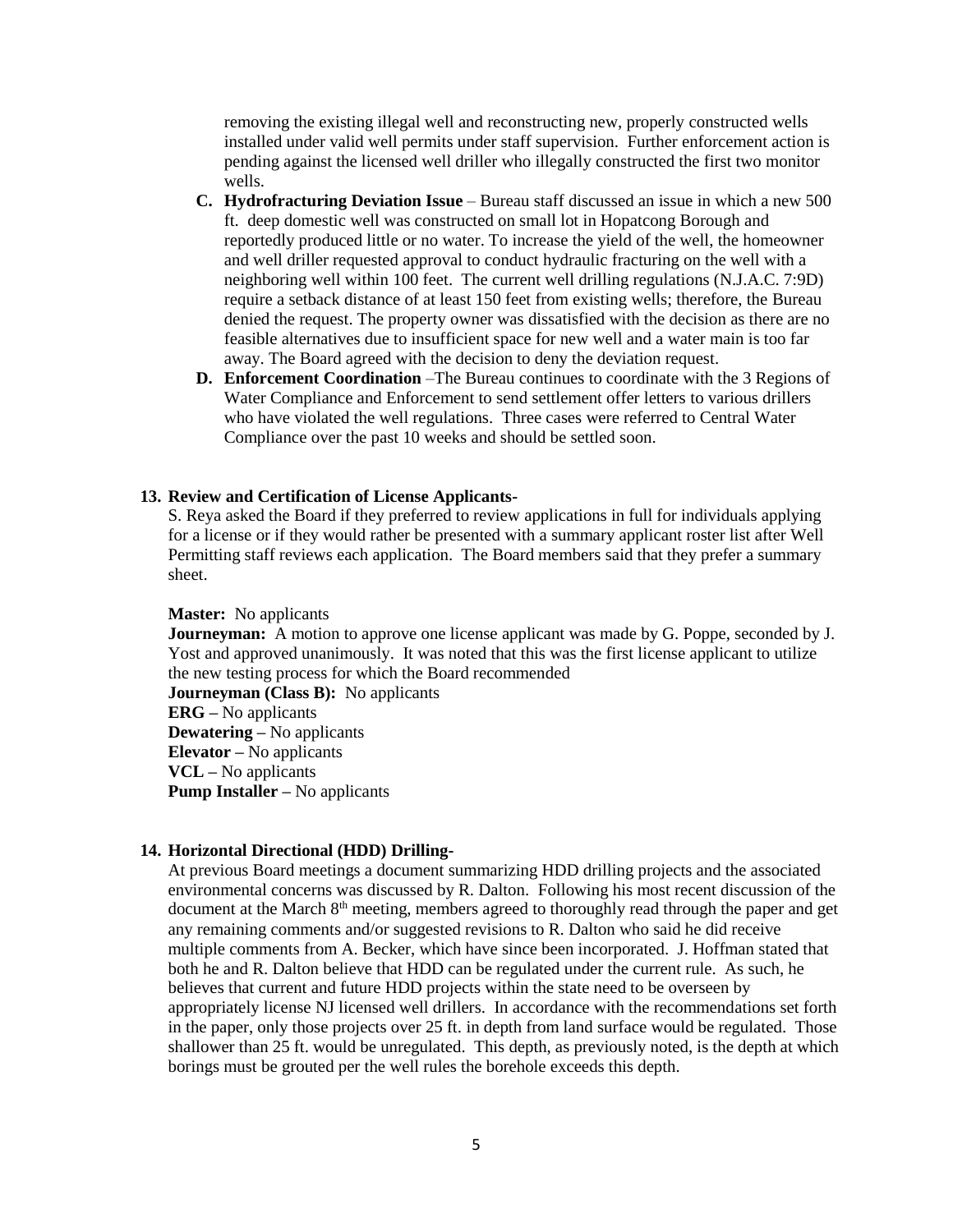removing the existing illegal well and reconstructing new, properly constructed wells installed under valid well permits under staff supervision. Further enforcement action is pending against the licensed well driller who illegally constructed the first two monitor wells.

C. **Hydrofracturing Deviation Issue** – Bureau staff discussed an issue in which a new 500 ft. deep domestic well was constructed on small lot in Hopatcong Borough and reportedly produced little or no water. To increase the yield of the well, the homeowner and well driller requested approval to conduct hydraulic fracturing on the well with a neighboring well within 100 feet. The current well drilling regulations (N.J.A.C. 7:9D) require a setback distance of at least 150 feet from existing wells; therefore, the Bureau denied the request. The property owner was dissatisfied with the decision as there are no feasible alternatives due to insufficient space for new well and a water main is too far away. The Board agreed with the decision to deny the deviation request.

D. **Enforcement Coordination** –The Bureau continues to coordinate with the 3 Regions of Water Compliance and Enforcement to send settlement offer letters to various drillers who have violated the well regulations. Three cases were referred to Central Water Compliance over the past 10 weeks and should be settled soon.

**13. Review and Certification of License Applicants-**

S. Reya asked the Board if they preferred to review applications in full for individuals applying for a license or if they would rather be presented with a summary applicant roster list after Well Permitting staff reviews each application. The Board members said that they prefer a summary sheet.

**Master:** No applicants
**Journeyman:** A motion to approve one license applicant was made by G. Poppe, seconded by J. Yost and approved unanimously. It was noted that this was the first license applicant to utilize the new testing process for which the Board recommended
**Journeyman (Class B):** No applicants
**ERG –** No applicants
**Dewatering –** No applicants
**Elevator –** No applicants
**VCL –** No applicants
**Pump Installer –** No applicants

**14. Horizontal Directional (HDD) Drilling-**

At previous Board meetings a document summarizing HDD drilling projects and the associated environmental concerns was discussed by R. Dalton. Following his most recent discussion of the document at the March 8th meeting, members agreed to thoroughly read through the paper and get any remaining comments and/or suggested revisions to R. Dalton who said he did receive multiple comments from A. Becker, which have since been incorporated. J. Hoffman stated that both he and R. Dalton believe that HDD can be regulated under the current rule. As such, he believes that current and future HDD projects within the state need to be overseen by appropriately license NJ licensed well drillers. In accordance with the recommendations set forth in the paper, only those projects over 25 ft. in depth from land surface would be regulated. Those shallower than 25 ft. would be unregulated. This depth, as previously noted, is the depth at which borings must be grouted per the well rules the borehole exceeds this depth.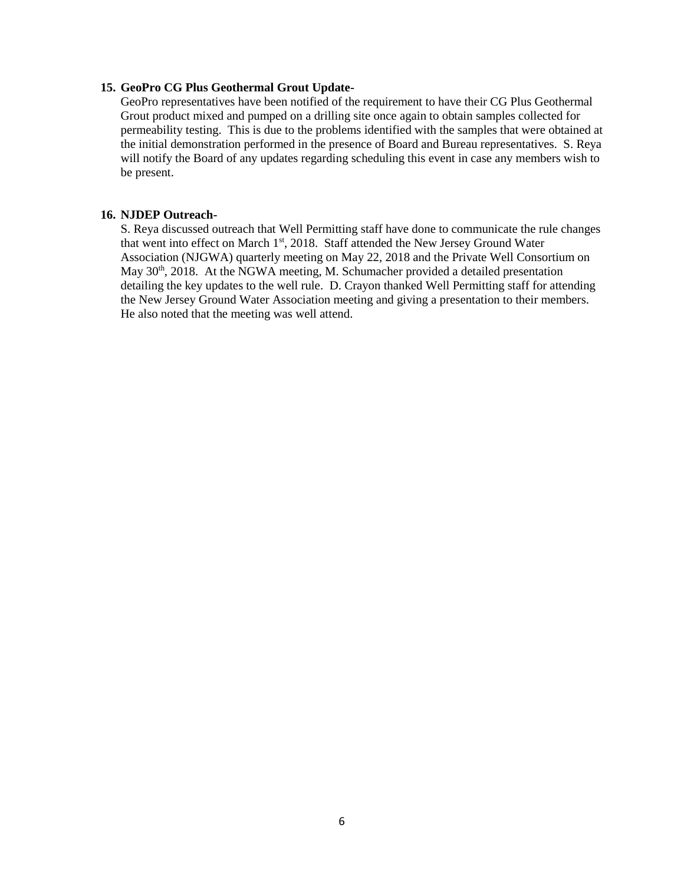**15. GeoPro CG Plus Geothermal Grout Update-**

GeoPro representatives have been notified of the requirement to have their CG Plus Geothermal Grout product mixed and pumped on a drilling site once again to obtain samples collected for permeability testing. This is due to the problems identified with the samples that were obtained at the initial demonstration performed in the presence of Board and Bureau representatives. S. Reya will notify the Board of any updates regarding scheduling this event in case any members wish to be present.

**16. NJDEP Outreach-**

S. Reya discussed outreach that Well Permitting staff have done to communicate the rule changes that went into effect on March 1st, 2018. Staff attended the New Jersey Ground Water Association (NJGWA) quarterly meeting on May 22, 2018 and the Private Well Consortium on May 30th, 2018. At the NGWA meeting, M. Schumacher provided a detailed presentation detailing the key updates to the well rule. D. Crayon thanked Well Permitting staff for attending the New Jersey Ground Water Association meeting and giving a presentation to their members. He also noted that the meeting was well attend.